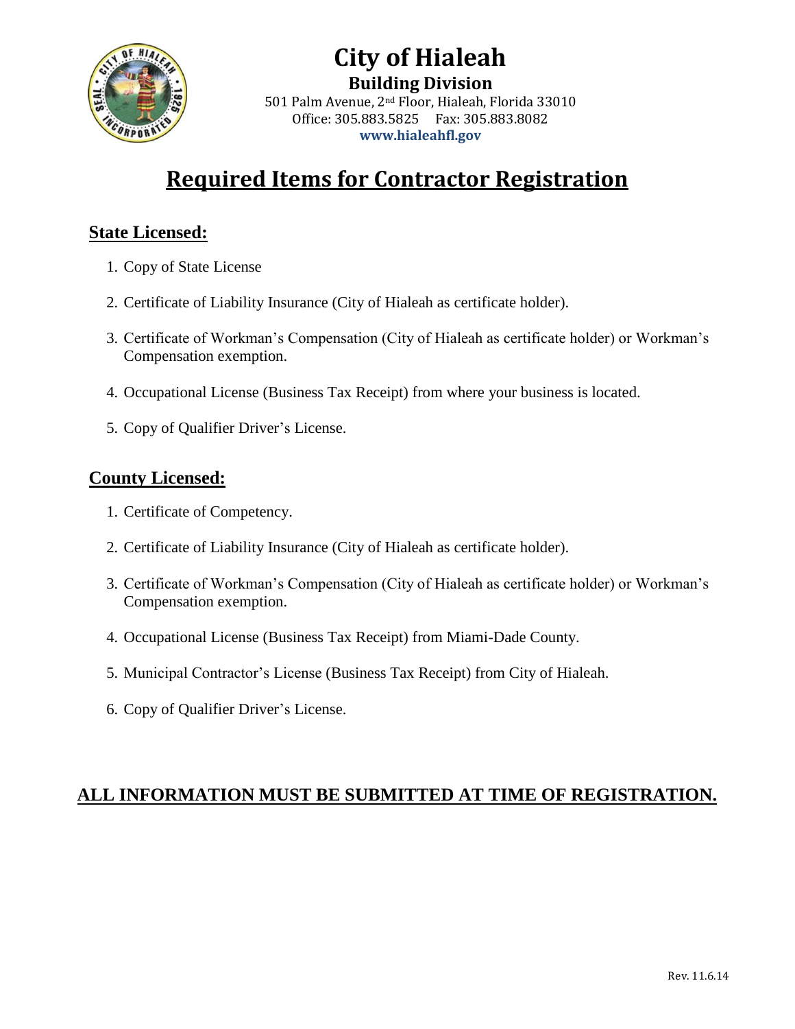# City of Hialeah

**Building Division**

501 Palm Avenue, 2nd Floor, Hialeah, Florida 33010
Office: 305.883.5825    Fax: 305.883.8082
**www.hialeahfl.gov**

## Required Items for Contractor Registration

### State Licensed:

1. Copy of State License
2. Certificate of Liability Insurance (City of Hialeah as certificate holder).
3. Certificate of Workman's Compensation (City of Hialeah as certificate holder) or Workman's Compensation exemption.
4. Occupational License (Business Tax Receipt) from where your business is located.
5. Copy of Qualifier Driver's License.

### County Licensed:

1. Certificate of Competency.
2. Certificate of Liability Insurance (City of Hialeah as certificate holder).
3. Certificate of Workman's Compensation (City of Hialeah as certificate holder) or Workman's Compensation exemption.
4. Occupational License (Business Tax Receipt) from Miami-Dade County.
5. Municipal Contractor's License (Business Tax Receipt) from City of Hialeah.
6. Copy of Qualifier Driver's License.

**ALL INFORMATION MUST BE SUBMITTED AT TIME OF REGISTRATION.**

Rev. 11.6.14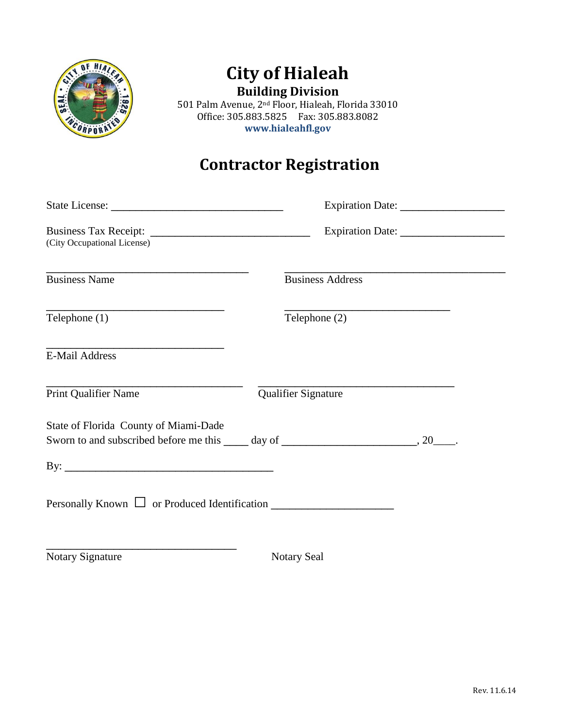# City of Hialeah

## Building Division

501 Palm Avenue, 2nd Floor, Hialeah, Florida 33010
Office: 305.883.5825 Fax: 305.883.8082
**www.hialeahfl.gov**

# Contractor Registration

State License: ______________________________ Expiration Date: __________________

Business Tax Receipt: ____________________________ Expiration Date: __________________
(City Occupational License)

____________________________________ ________________________________________
Business Name Business Address

________________________________ ______________________________
Telephone (1) Telephone (2)

________________________________
E-Mail Address

___________________________________ ___________________________________
Print Qualifier Name Qualifier Signature

State of Florida County of Miami-Dade
Sworn to and subscribed before me this _____ day of _______________________, 20____.

By: _____________________________________

Personally Known ☐ or Produced Identification _____________________

__________________________________
Notary Signature Notary Seal

Rev. 11.6.14